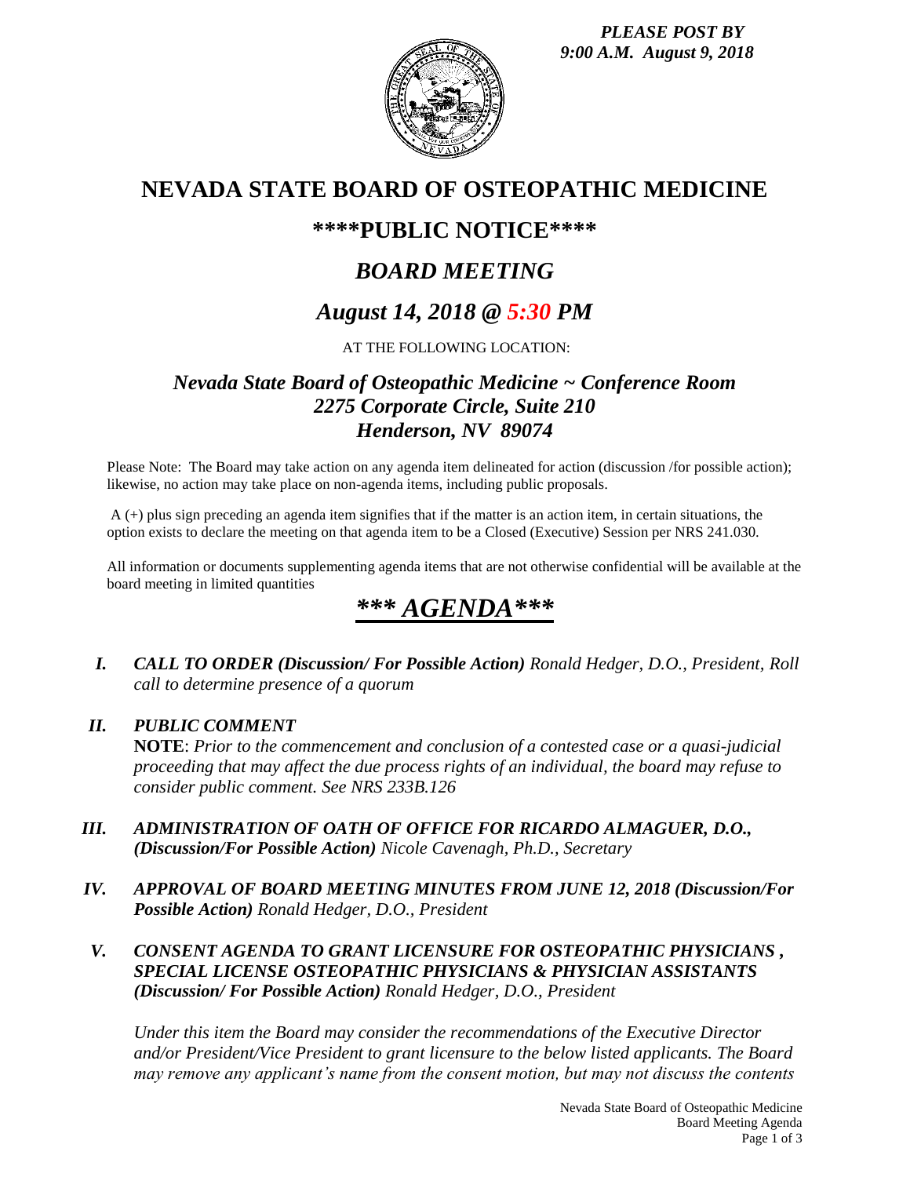*PLEASE POST BY 9:00 A.M. August 9, 2018*

# NEVADA STATE BOARD OF OSTEOPATHIC MEDICINE

## \*\*\*\*PUBLIC NOTICE\*\*\*\*

## *BOARD MEETING*

## *August 14, 2018 @ 5:30 PM*

AT THE FOLLOWING LOCATION:

### *Nevada State Board of Osteopathic Medicine ~ Conference Room*
### *2275 Corporate Circle, Suite 210*
### *Henderson, NV 89074*

Please Note: The Board may take action on any agenda item delineated for action (discussion /for possible action); likewise, no action may take place on non-agenda items, including public proposals.

A (+) plus sign preceding an agenda item signifies that if the matter is an action item, in certain situations, the option exists to declare the meeting on that agenda item to be a Closed (Executive) Session per NRS 241.030.

All information or documents supplementing agenda items that are not otherwise confidential will be available at the board meeting in limited quantities

# *\*\*\* AGENDA\*\*\**

**I.** ***CALL TO ORDER (Discussion/ For Possible Action)*** *Ronald Hedger, D.O., President, Roll call to determine presence of a quorum*

**II.** ***PUBLIC COMMENT***
**NOTE**: *Prior to the commencement and conclusion of a contested case or a quasi-judicial proceeding that may affect the due process rights of an individual, the board may refuse to consider public comment. See NRS 233B.126*

**III.** ***ADMINISTRATION OF OATH OF OFFICE FOR RICARDO ALMAGUER, D.O., (Discussion/For Possible Action)*** *Nicole Cavenagh, Ph.D., Secretary*

**IV.** ***APPROVAL OF BOARD MEETING MINUTES FROM JUNE 12, 2018 (Discussion/For Possible Action)*** *Ronald Hedger, D.O., President*

**V.** ***CONSENT AGENDA TO GRANT LICENSURE FOR OSTEOPATHIC PHYSICIANS , SPECIAL LICENSE OSTEOPATHIC PHYSICIANS & PHYSICIAN ASSISTANTS (Discussion/ For Possible Action)*** *Ronald Hedger, D.O., President*

*Under this item the Board may consider the recommendations of the Executive Director and/or President/Vice President to grant licensure to the below listed applicants. The Board may remove any applicant's name from the consent motion, but may not discuss the contents*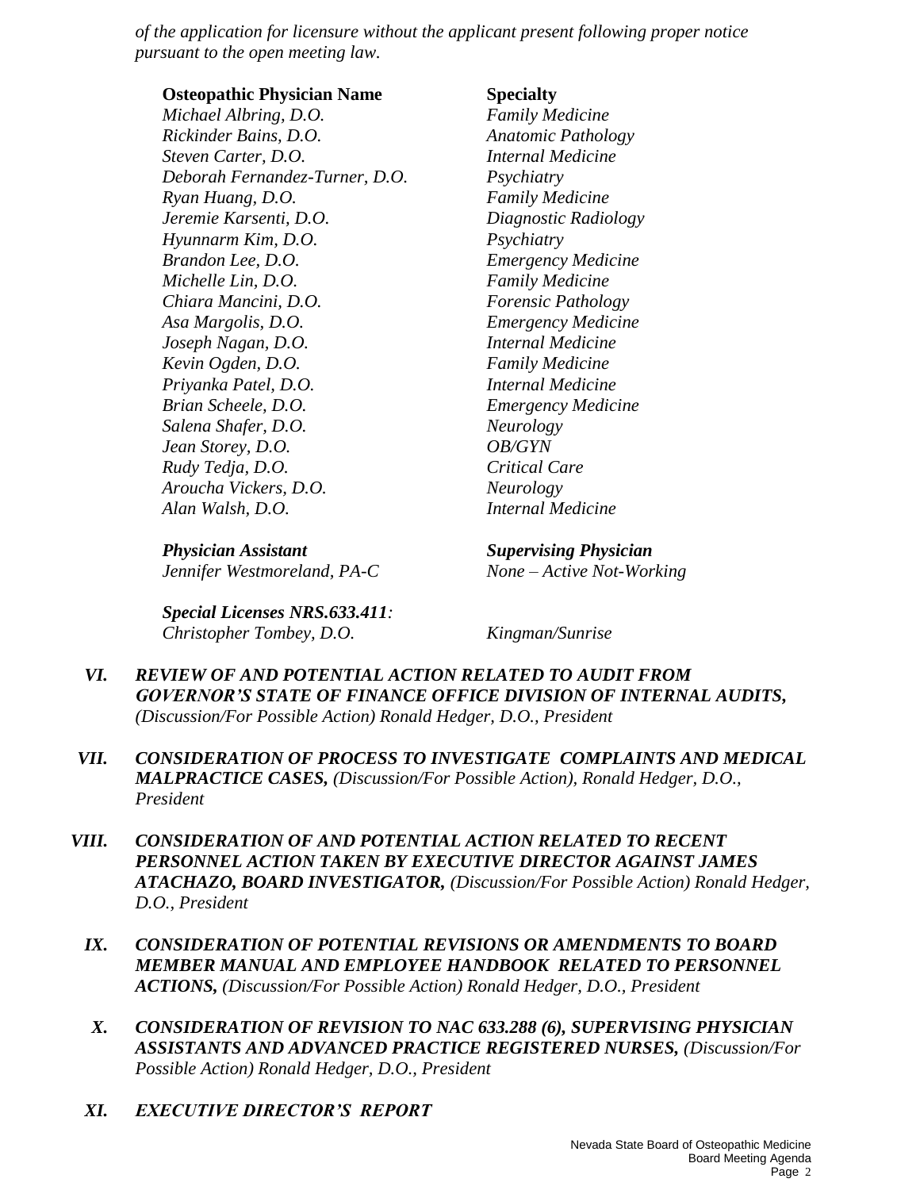*of the application for licensure without the applicant present following proper notice pursuant to the open meeting law.*

| **Osteopathic Physician Name** | **Specialty** |
|---|---|
| *Michael Albring, D.O.* | *Family Medicine* |
| *Rickinder Bains, D.O.* | *Anatomic Pathology* |
| *Steven Carter, D.O.* | *Internal Medicine* |
| *Deborah Fernandez-Turner, D.O.* | *Psychiatry* |
| *Ryan Huang, D.O.* | *Family Medicine* |
| *Jeremie Karsenti, D.O.* | *Diagnostic Radiology* |
| *Hyunnarm Kim, D.O.* | *Psychiatry* |
| *Brandon Lee, D.O.* | *Emergency Medicine* |
| *Michelle Lin, D.O.* | *Family Medicine* |
| *Chiara Mancini, D.O.* | *Forensic Pathology* |
| *Asa Margolis, D.O.* | *Emergency Medicine* |
| *Joseph Nagan, D.O.* | *Internal Medicine* |
| *Kevin Ogden, D.O.* | *Family Medicine* |
| *Priyanka Patel, D.O.* | *Internal Medicine* |
| *Brian Scheele, D.O.* | *Emergency Medicine* |
| *Salena Shafer, D.O.* | *Neurology* |
| *Jean Storey, D.O.* | *OB/GYN* |
| *Rudy Tedja, D.O.* | *Critical Care* |
| *Aroucha Vickers, D.O.* | *Neurology* |
| *Alan Walsh, D.O.* | *Internal Medicine* |

| ***Physician Assistant*** | ***Supervising Physician*** |
|---|---|
| *Jennifer Westmoreland, PA-C* | *None – Active Not-Working* |

***Special Licenses NRS.633.411:***

*Christopher Tombey, D.O.* *Kingman/Sunrise*

***VI. REVIEW OF AND POTENTIAL ACTION RELATED TO AUDIT FROM GOVERNOR'S STATE OF FINANCE OFFICE DIVISION OF INTERNAL AUDITS,*** *(Discussion/For Possible Action) Ronald Hedger, D.O., President*

***VII. CONSIDERATION OF PROCESS TO INVESTIGATE COMPLAINTS AND MEDICAL MALPRACTICE CASES,*** *(Discussion/For Possible Action), Ronald Hedger, D.O., President*

***VIII. CONSIDERATION OF AND POTENTIAL ACTION RELATED TO RECENT PERSONNEL ACTION TAKEN BY EXECUTIVE DIRECTOR AGAINST JAMES ATACHAZO, BOARD INVESTIGATOR,*** *(Discussion/For Possible Action) Ronald Hedger, D.O., President*

***IX. CONSIDERATION OF POTENTIAL REVISIONS OR AMENDMENTS TO BOARD MEMBER MANUAL AND EMPLOYEE HANDBOOK RELATED TO PERSONNEL ACTIONS,*** *(Discussion/For Possible Action) Ronald Hedger, D.O., President*

***X. CONSIDERATION OF REVISION TO NAC 633.288 (6), SUPERVISING PHYSICIAN ASSISTANTS AND ADVANCED PRACTICE REGISTERED NURSES,*** *(Discussion/For Possible Action) Ronald Hedger, D.O., President*

***XI. EXECUTIVE DIRECTOR'S REPORT***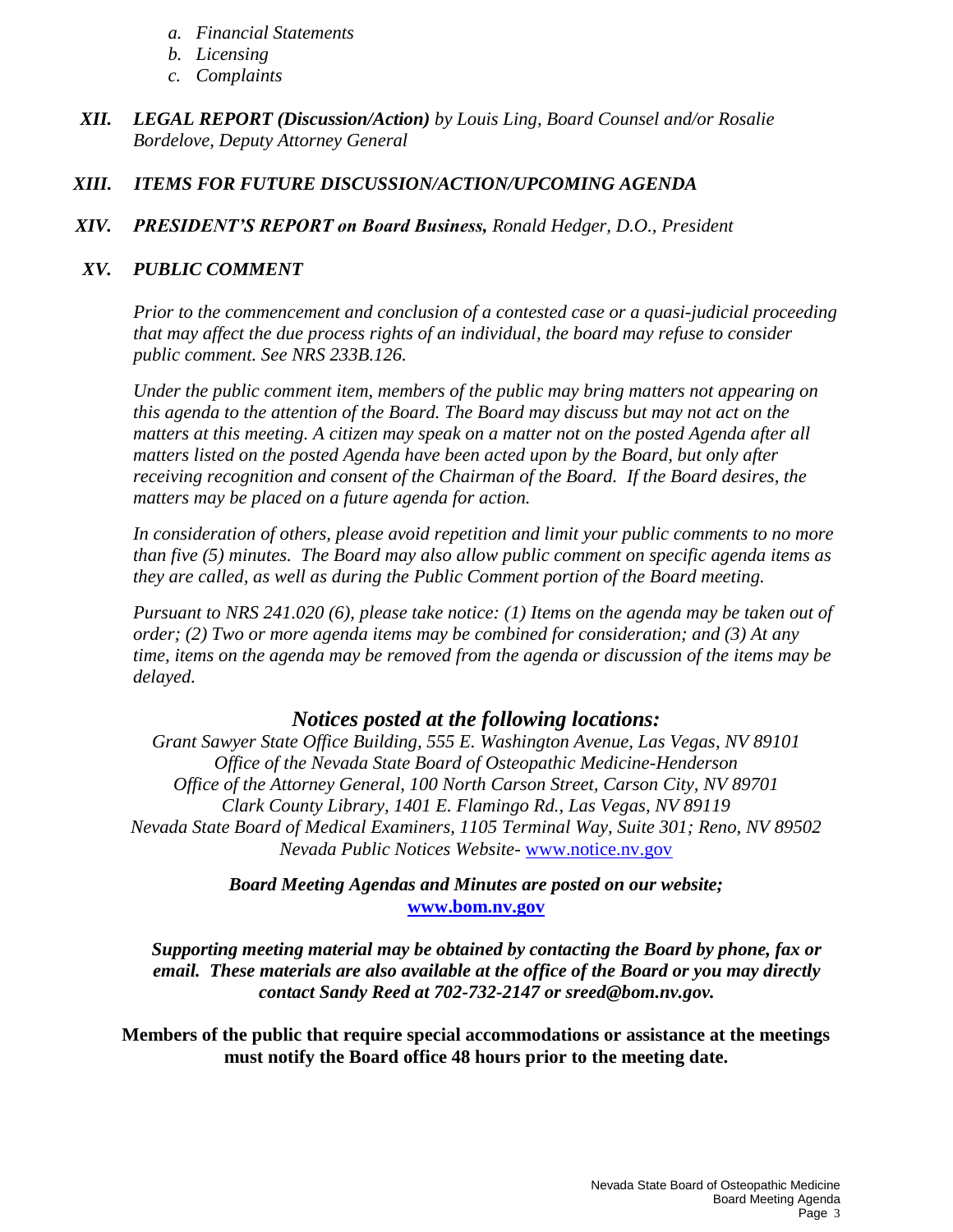*a. Financial Statements*
*b. Licensing*
*c. Complaints*

***XII. LEGAL REPORT (Discussion/Action)*** *by Louis Ling, Board Counsel and/or Rosalie Bordelove, Deputy Attorney General*

***XIII. ITEMS FOR FUTURE DISCUSSION/ACTION/UPCOMING AGENDA***

***XIV. PRESIDENT'S REPORT on Board Business,*** *Ronald Hedger, D.O., President*

***XV. PUBLIC COMMENT***

*Prior to the commencement and conclusion of a contested case or a quasi-judicial proceeding that may affect the due process rights of an individual, the board may refuse to consider public comment. See NRS 233B.126.*

*Under the public comment item, members of the public may bring matters not appearing on this agenda to the attention of the Board. The Board may discuss but may not act on the matters at this meeting. A citizen may speak on a matter not on the posted Agenda after all matters listed on the posted Agenda have been acted upon by the Board, but only after receiving recognition and consent of the Chairman of the Board. If the Board desires, the matters may be placed on a future agenda for action.*

*In consideration of others, please avoid repetition and limit your public comments to no more than five (5) minutes. The Board may also allow public comment on specific agenda items as they are called, as well as during the Public Comment portion of the Board meeting.*

*Pursuant to NRS 241.020 (6), please take notice: (1) Items on the agenda may be taken out of order; (2) Two or more agenda items may be combined for consideration; and (3) At any time, items on the agenda may be removed from the agenda or discussion of the items may be delayed.*

## *Notices posted at the following locations:*

*Grant Sawyer State Office Building, 555 E. Washington Avenue, Las Vegas, NV 89101*
*Office of the Nevada State Board of Osteopathic Medicine-Henderson*
*Office of the Attorney General, 100 North Carson Street, Carson City, NV 89701*
*Clark County Library, 1401 E. Flamingo Rd., Las Vegas, NV 89119*
*Nevada State Board of Medical Examiners, 1105 Terminal Way, Suite 301; Reno, NV 89502*
*Nevada Public Notices Website-* www.notice.nv.gov

***Board Meeting Agendas and Minutes are posted on our website;***
**www.bom.nv.gov**

***Supporting meeting material may be obtained by contacting the Board by phone, fax or email. These materials are also available at the office of the Board or you may directly contact Sandy Reed at 702-732-2147 or sreed@bom.nv.gov.***

**Members of the public that require special accommodations or assistance at the meetings must notify the Board office 48 hours prior to the meeting date.**